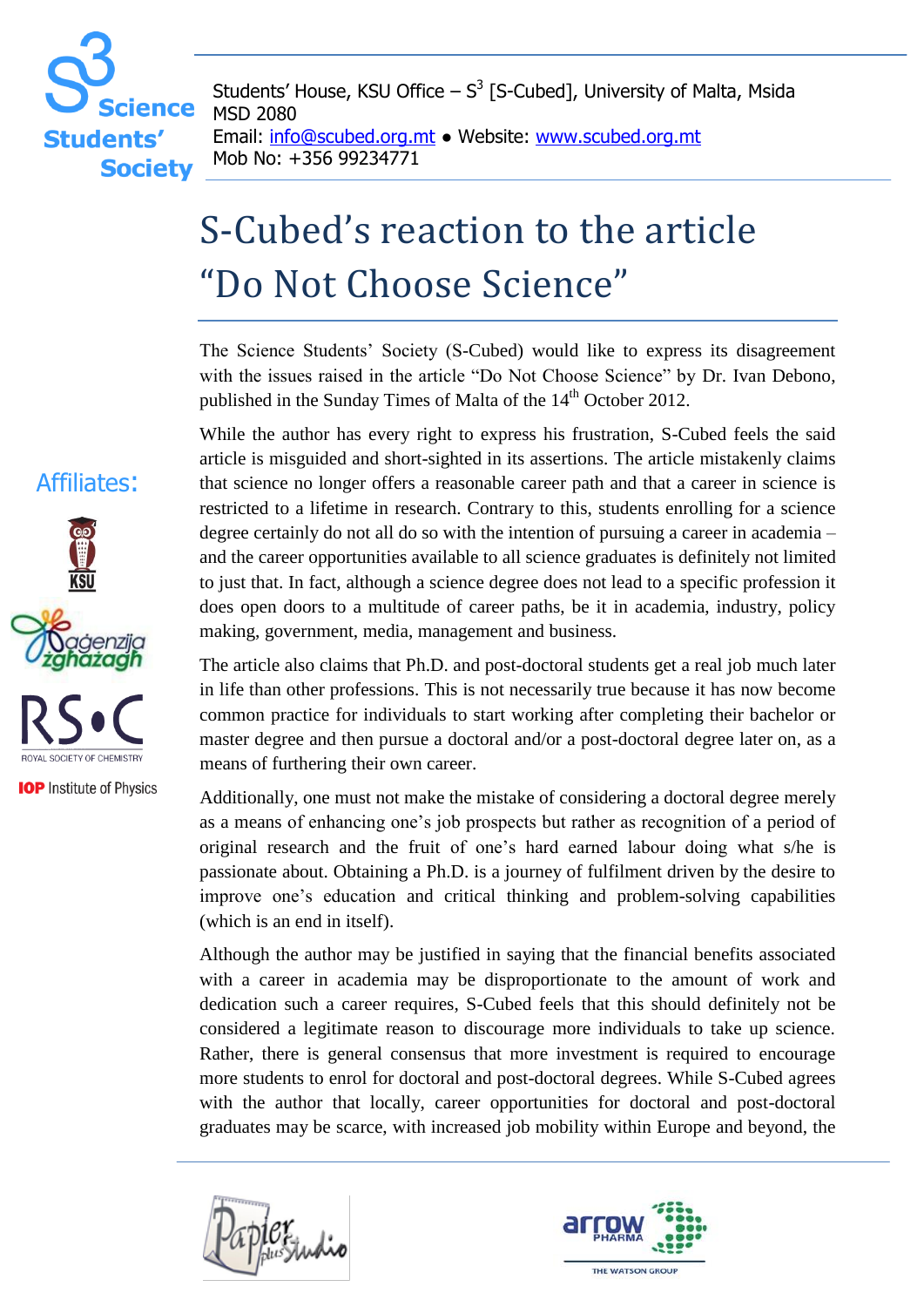Students' House, KSU Office – $S^3$ [S-Cubed], University of Malta, Msida MSD 2080
Email: info@scubed.org.mt ● Website: www.scubed.org.mt
Mob No: +356 99234771

# S-Cubed's reaction to the article "Do Not Choose Science"

The Science Students' Society (S-Cubed) would like to express its disagreement with the issues raised in the article "Do Not Choose Science" by Dr. Ivan Debono, published in the Sunday Times of Malta of the 14th October 2012.

While the author has every right to express his frustration, S-Cubed feels the said article is misguided and short-sighted in its assertions. The article mistakenly claims that science no longer offers a reasonable career path and that a career in science is restricted to a lifetime in research. Contrary to this, students enrolling for a science degree certainly do not all do so with the intention of pursuing a career in academia – and the career opportunities available to all science graduates is definitely not limited to just that. In fact, although a science degree does not lead to a specific profession it does open doors to a multitude of career paths, be it in academia, industry, policy making, government, media, management and business.

The article also claims that Ph.D. and post-doctoral students get a real job much later in life than other professions. This is not necessarily true because it has now become common practice for individuals to start working after completing their bachelor or master degree and then pursue a doctoral and/or a post-doctoral degree later on, as a means of furthering their own career.

Additionally, one must not make the mistake of considering a doctoral degree merely as a means of enhancing one's job prospects but rather as recognition of a period of original research and the fruit of one's hard earned labour doing what s/he is passionate about. Obtaining a Ph.D. is a journey of fulfilment driven by the desire to improve one's education and critical thinking and problem-solving capabilities (which is an end in itself).

Although the author may be justified in saying that the financial benefits associated with a career in academia may be disproportionate to the amount of work and dedication such a career requires, S-Cubed feels that this should definitely not be considered a legitimate reason to discourage more individuals to take up science. Rather, there is general consensus that more investment is required to encourage more students to enrol for doctoral and post-doctoral degrees. While S-Cubed agrees with the author that locally, career opportunities for doctoral and post-doctoral graduates may be scarce, with increased job mobility within Europe and beyond, the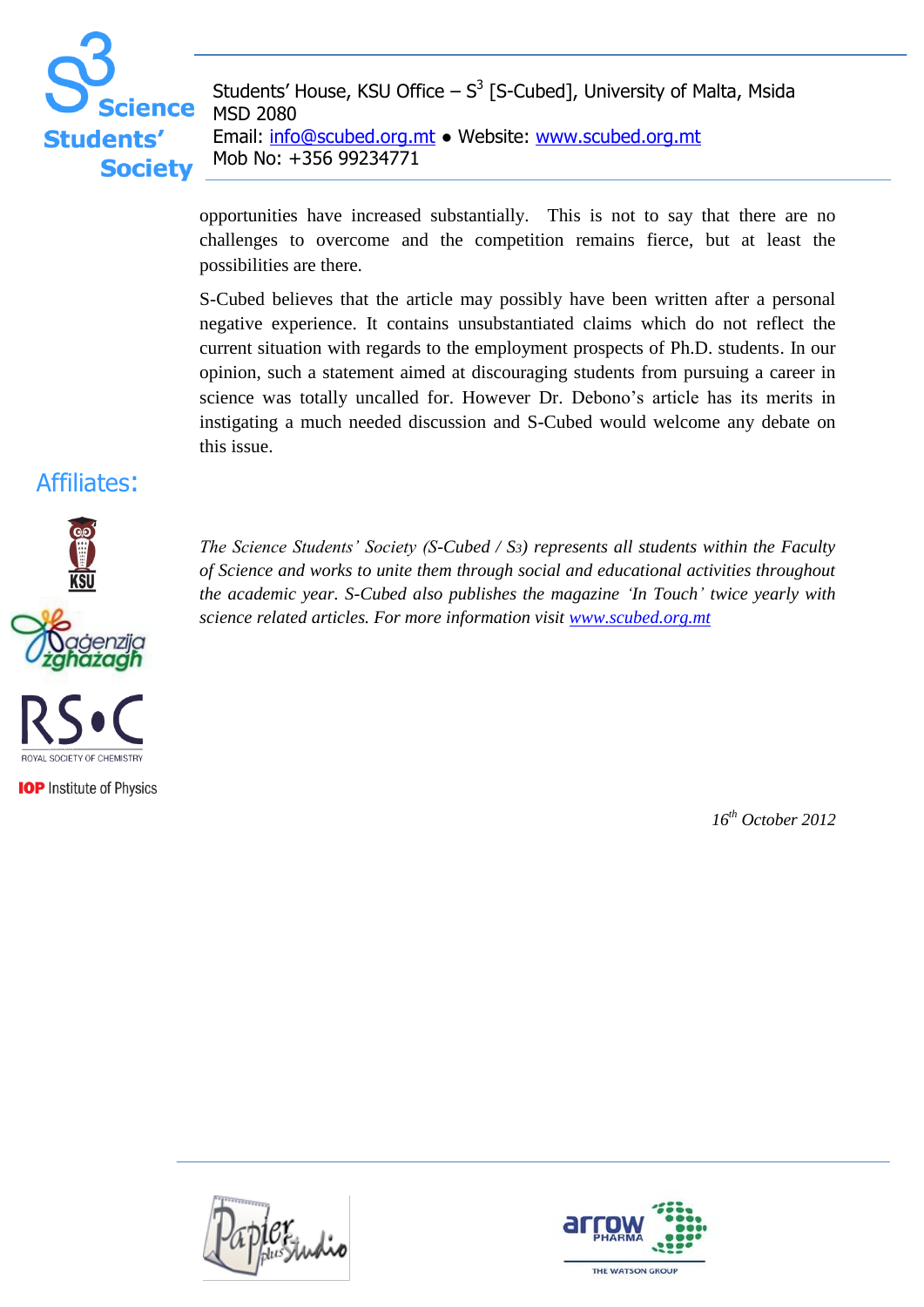opportunities have increased substantially. This is not to say that there are no challenges to overcome and the competition remains fierce, but at least the possibilities are there.

S-Cubed believes that the article may possibly have been written after a personal negative experience. It contains unsubstantiated claims which do not reflect the current situation with regards to the employment prospects of Ph.D. students. In our opinion, such a statement aimed at discouraging students from pursuing a career in science was totally uncalled for. However Dr. Debono's article has its merits in instigating a much needed discussion and S-Cubed would welcome any debate on this issue.

*The Science Students' Society (S-Cubed / S3) represents all students within the Faculty of Science and works to unite them through social and educational activities throughout the academic year. S-Cubed also publishes the magazine 'In Touch' twice yearly with science related articles. For more information visit [www.scubed.org.mt](http://www.scubed.org.mt)*

*16th October 2012*